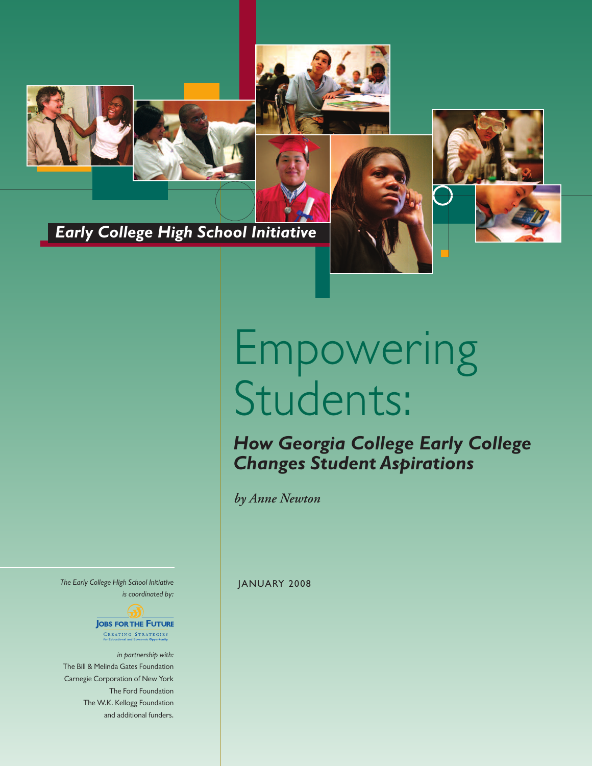Early College High School Initiative

# Empowering Students:

## *How Georgia College Early College Changes Student Aspirations*

*by Anne Newton*

JANUARY 2008

*The Early College High School Initiative is coordinated by:*

Jobs for the Future

Creating Strategies for Educational and Economic Opportunity

*in partnership with:*

The Bill & Melinda Gates Foundation

Carnegie Corporation of New York

The Ford Foundation

The W.K. Kellogg Foundation

and additional funders.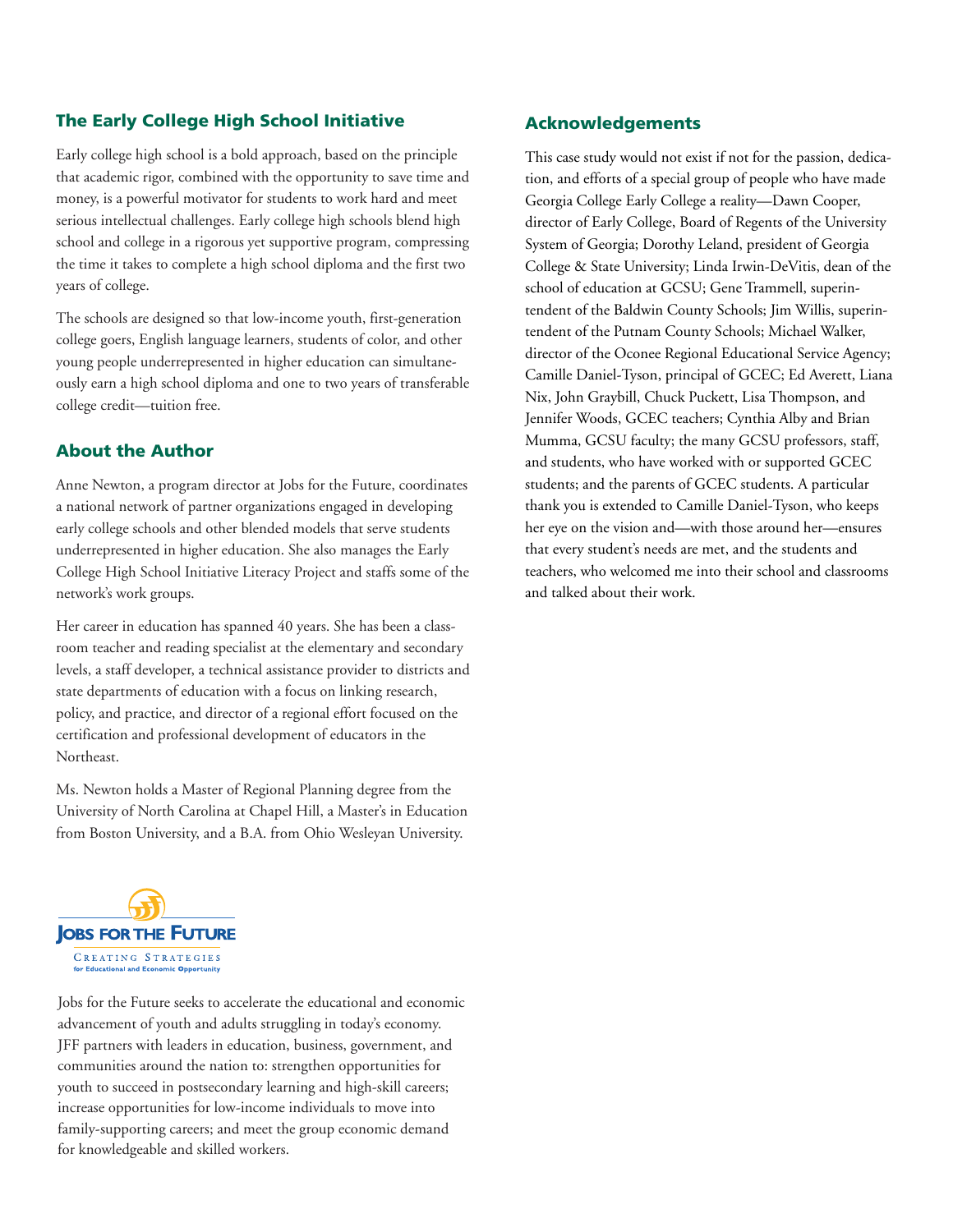## The Early College High School Initiative

Early college high school is a bold approach, based on the principle that academic rigor, combined with the opportunity to save time and money, is a powerful motivator for students to work hard and meet serious intellectual challenges. Early college high schools blend high school and college in a rigorous yet supportive program, compressing the time it takes to complete a high school diploma and the first two years of college.

The schools are designed so that low-income youth, first-generation college goers, English language learners, students of color, and other young people underrepresented in higher education can simultaneously earn a high school diploma and one to two years of transferable college credit—tuition free.

## About the Author

Anne Newton, a program director at Jobs for the Future, coordinates a national network of partner organizations engaged in developing early college schools and other blended models that serve students underrepresented in higher education. She also manages the Early College High School Initiative Literacy Project and staffs some of the network's work groups.

Her career in education has spanned 40 years. She has been a classroom teacher and reading specialist at the elementary and secondary levels, a staff developer, a technical assistance provider to districts and state departments of education with a focus on linking research, policy, and practice, and director of a regional effort focused on the certification and professional development of educators in the Northeast.

Ms. Newton holds a Master of Regional Planning degree from the University of North Carolina at Chapel Hill, a Master's in Education from Boston University, and a B.A. from Ohio Wesleyan University.

JOBS FOR THE FUTURE

CREATING STRATEGIES for Educational and Economic Opportunity

Jobs for the Future seeks to accelerate the educational and economic advancement of youth and adults struggling in today's economy. JFF partners with leaders in education, business, government, and communities around the nation to: strengthen opportunities for youth to succeed in postsecondary learning and high-skill careers; increase opportunities for low-income individuals to move into family-supporting careers; and meet the group economic demand for knowledgeable and skilled workers.

## Acknowledgements

This case study would not exist if not for the passion, dedication, and efforts of a special group of people who have made Georgia College Early College a reality—Dawn Cooper, director of Early College, Board of Regents of the University System of Georgia; Dorothy Leland, president of Georgia College & State University; Linda Irwin-DeVitis, dean of the school of education at GCSU; Gene Trammell, superintendent of the Baldwin County Schools; Jim Willis, superintendent of the Putnam County Schools; Michael Walker, director of the Oconee Regional Educational Service Agency; Camille Daniel-Tyson, principal of GCEC; Ed Averett, Liana Nix, John Graybill, Chuck Puckett, Lisa Thompson, and Jennifer Woods, GCEC teachers; Cynthia Alby and Brian Mumma, GCSU faculty; the many GCSU professors, staff, and students, who have worked with or supported GCEC students; and the parents of GCEC students. A particular thank you is extended to Camille Daniel-Tyson, who keeps her eye on the vision and—with those around her—ensures that every student's needs are met, and the students and teachers, who welcomed me into their school and classrooms and talked about their work.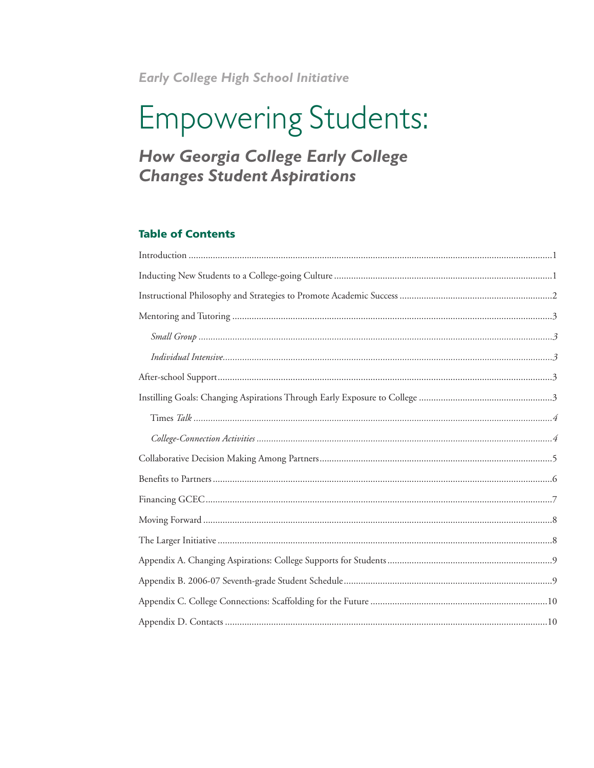*Early College High School Initiative*

# Empowering Students:

## *How Georgia College Early College Changes Student Aspirations*

### Table of Contents

Introduction ....................................................................................................................................1

Inducting New Students to a College-going Culture ..........................................................................1

Instructional Philosophy and Strategies to Promote Academic Success ...............................................2

Mentoring and Tutoring ...................................................................................................................3

*Small Group* ..................................................................................................................................3

*Individual Intensive*.......................................................................................................................3

After-school Support.........................................................................................................................3

Instilling Goals: Changing Aspirations Through Early Exposure to College .......................................3

Times *Talk* ....................................................................................................................................4

*College-Connection Activities* .........................................................................................................4

Collaborative Decision Making Among Partners................................................................................5

Benefits to Partners ..........................................................................................................................6

Financing GCEC..............................................................................................................................7

Moving Forward ...............................................................................................................................8

The Larger Initiative .........................................................................................................................8

Appendix A. Changing Aspirations: College Supports for Students ....................................................9

Appendix B. 2006-07 Seventh-grade Student Schedule......................................................................9

Appendix C. College Connections: Scaffolding for the Future .........................................................10

Appendix D. Contacts .....................................................................................................................10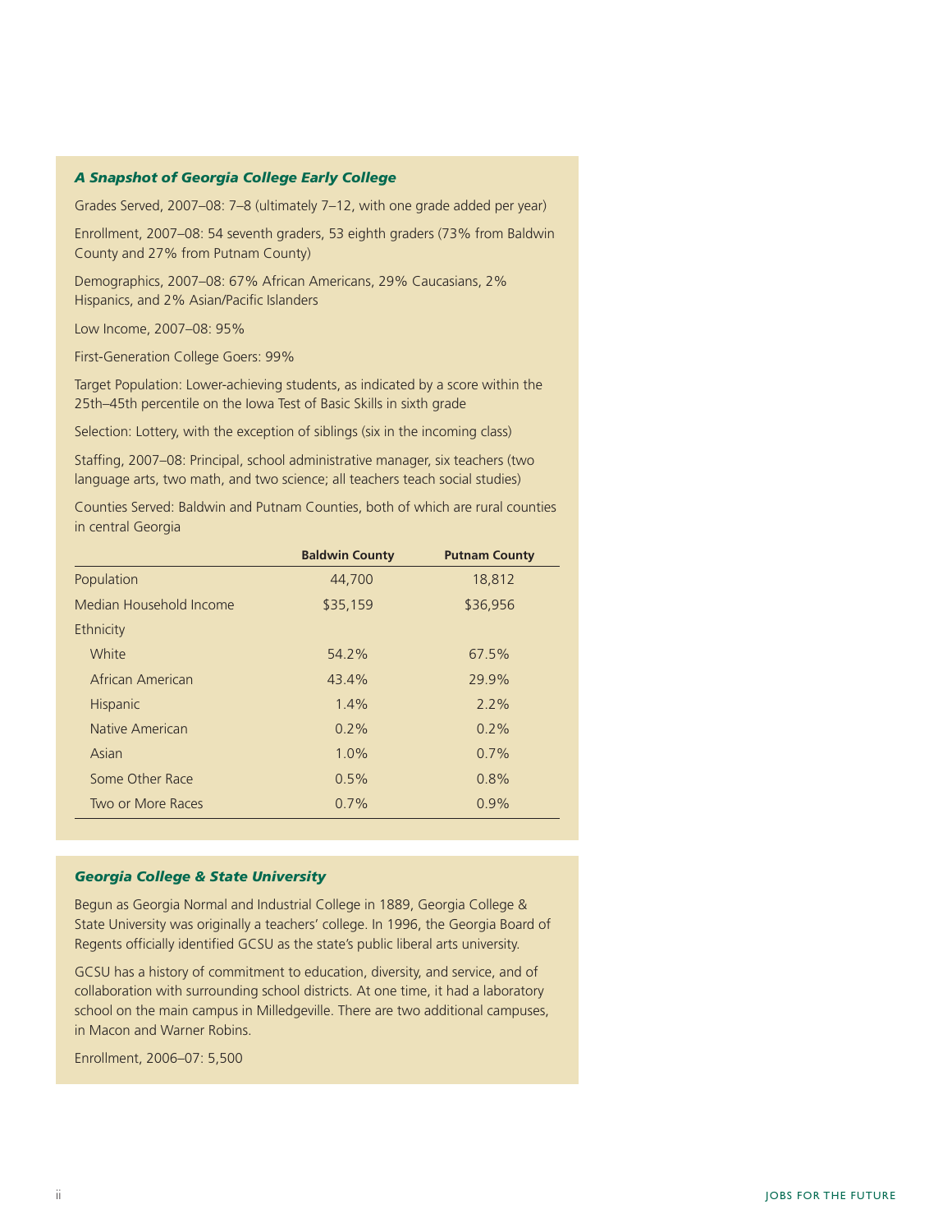### *A Snapshot of Georgia College Early College*

Grades Served, 2007–08: 7–8 (ultimately 7–12, with one grade added per year)

Enrollment, 2007–08: 54 seventh graders, 53 eighth graders (73% from Baldwin County and 27% from Putnam County)

Demographics, 2007–08: 67% African Americans, 29% Caucasians, 2% Hispanics, and 2% Asian/Pacific Islanders

Low Income, 2007–08: 95%

First-Generation College Goers: 99%

Target Population: Lower-achieving students, as indicated by a score within the 25th–45th percentile on the Iowa Test of Basic Skills in sixth grade

Selection: Lottery, with the exception of siblings (six in the incoming class)

Staffing, 2007–08: Principal, school administrative manager, six teachers (two language arts, two math, and two science; all teachers teach social studies)

Counties Served: Baldwin and Putnam Counties, both of which are rural counties in central Georgia

| | **Baldwin County** | **Putnam County** |
|---|---|---|
| Population | 44,700 | 18,812 |
| Median Household Income | $35,159 | $36,956 |
| Ethnicity | | |
| White | 54.2% | 67.5% |
| African American | 43.4% | 29.9% |
| Hispanic | 1.4% | 2.2% |
| Native American | 0.2% | 0.2% |
| Asian | 1.0% | 0.7% |
| Some Other Race | 0.5% | 0.8% |
| Two or More Races | 0.7% | 0.9% |

### *Georgia College & State University*

Begun as Georgia Normal and Industrial College in 1889, Georgia College & State University was originally a teachers' college. In 1996, the Georgia Board of Regents officially identified GCSU as the state's public liberal arts university.

GCSU has a history of commitment to education, diversity, and service, and of collaboration with surrounding school districts. At one time, it had a laboratory school on the main campus in Milledgeville. There are two additional campuses, in Macon and Warner Robins.

Enrollment, 2006–07: 5,500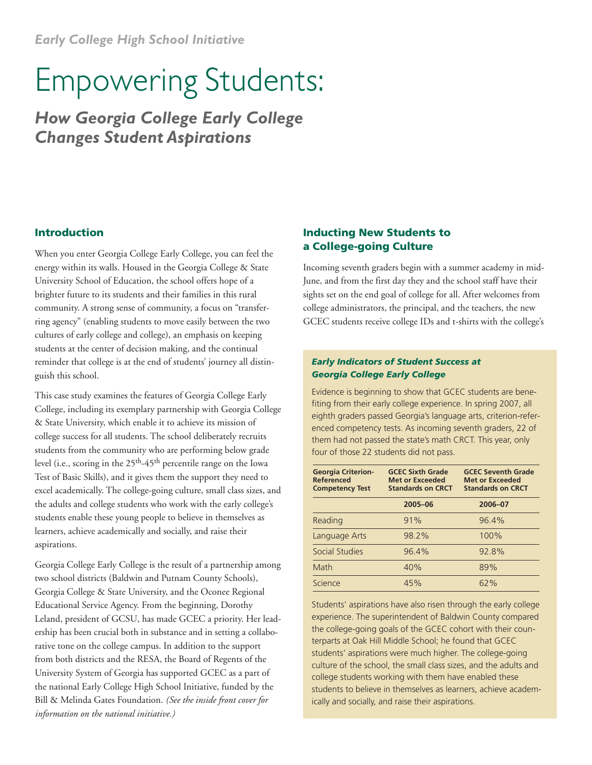*Early College High School Initiative*

# Empowering Students:

## *How Georgia College Early College Changes Student Aspirations*

### Introduction

When you enter Georgia College Early College, you can feel the energy within its walls. Housed in the Georgia College & State University School of Education, the school offers hope of a brighter future to its students and their families in this rural community. A strong sense of community, a focus on "transferring agency" (enabling students to move easily between the two cultures of early college and college), an emphasis on keeping students at the center of decision making, and the continual reminder that college is at the end of students' journey all distinguish this school.

This case study examines the features of Georgia College Early College, including its exemplary partnership with Georgia College & State University, which enable it to achieve its mission of college success for all students. The school deliberately recruits students from the community who are performing below grade level (i.e., scoring in the 25th-45th percentile range on the Iowa Test of Basic Skills), and it gives them the support they need to excel academically. The college-going culture, small class sizes, and the adults and college students who work with the early college's students enable these young people to believe in themselves as learners, achieve academically and socially, and raise their aspirations.

Georgia College Early College is the result of a partnership among two school districts (Baldwin and Putnam County Schools), Georgia College & State University, and the Oconee Regional Educational Service Agency. From the beginning, Dorothy Leland, president of GCSU, has made GCEC a priority. Her leadership has been crucial both in substance and in setting a collaborative tone on the college campus. In addition to the support from both districts and the RESA, the Board of Regents of the University System of Georgia has supported GCEC as a part of the national Early College High School Initiative, funded by the Bill & Melinda Gates Foundation. *(See the inside front cover for information on the national initiative.)*

### Inducting New Students to a College-going Culture

Incoming seventh graders begin with a summer academy in mid-June, and from the first day they and the school staff have their sights set on the end goal of college for all. After welcomes from college administrators, the principal, and the teachers, the new GCEC students receive college IDs and t-shirts with the college's

#### *Early Indicators of Student Success at Georgia College Early College*

Evidence is beginning to show that GCEC students are benefiting from their early college experience. In spring 2007, all eighth graders passed Georgia's language arts, criterion-referenced competency tests. As incoming seventh graders, 22 of them had not passed the state's math CRCT. This year, only four of those 22 students did not pass.

| Georgia Criterion-Referenced Competency Test | GCEC Sixth Grade Met or Exceeded Standards on CRCT | GCEC Seventh Grade Met or Exceeded Standards on CRCT |
|---|---|---|
| | 2005–06 | 2006–07 |
| Reading | 91% | 96.4% |
| Language Arts | 98.2% | 100% |
| Social Studies | 96.4% | 92.8% |
| Math | 40% | 89% |
| Science | 45% | 62% |

Students' aspirations have also risen through the early college experience. The superintendent of Baldwin County compared the college-going goals of the GCEC cohort with their counterparts at Oak Hill Middle School; he found that GCEC students' aspirations were much higher. The college-going culture of the school, the small class sizes, and the adults and college students working with them have enabled these students to believe in themselves as learners, achieve academically and socially, and raise their aspirations.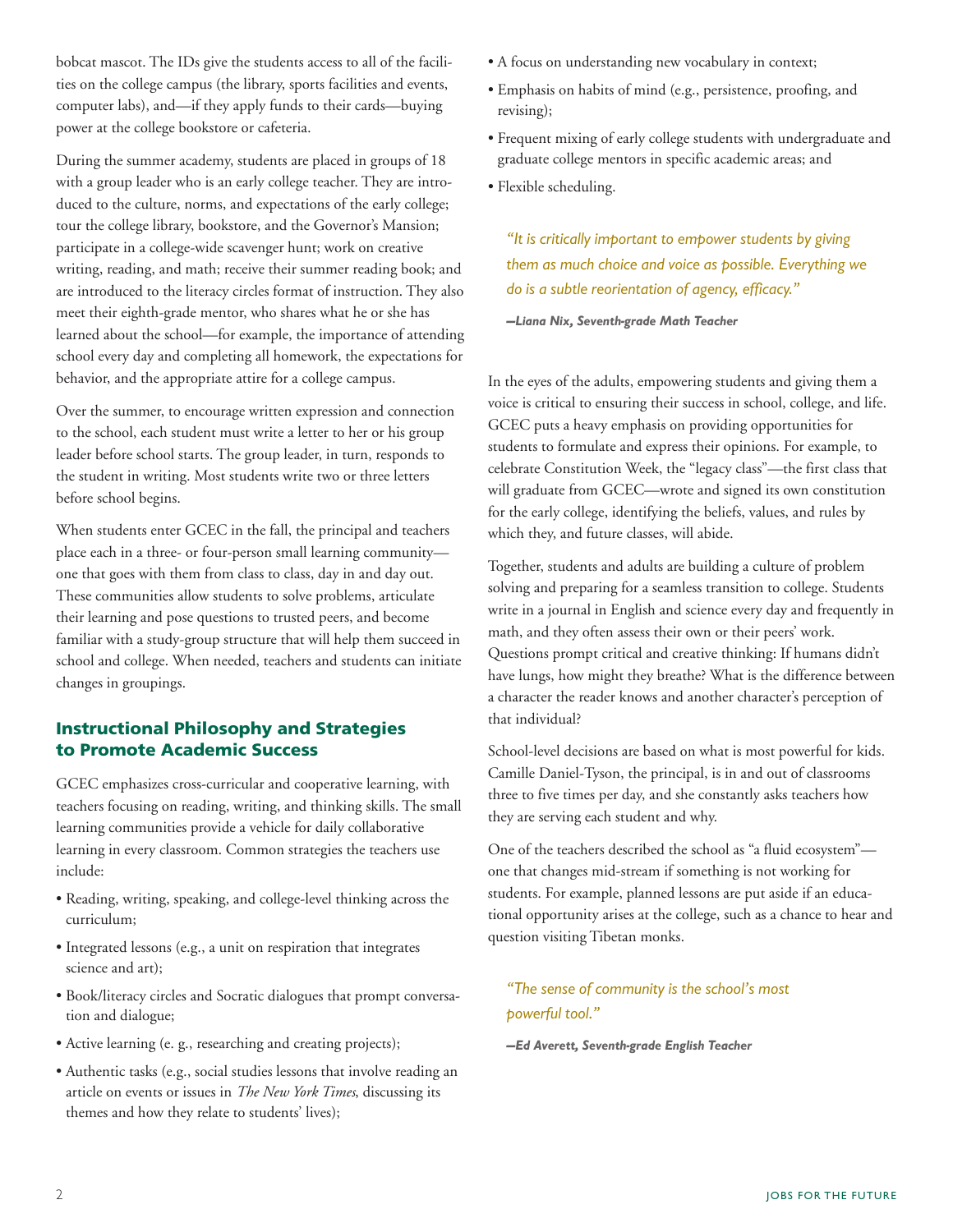bobcat mascot. The IDs give the students access to all of the facilities on the college campus (the library, sports facilities and events, computer labs), and—if they apply funds to their cards—buying power at the college bookstore or cafeteria.

During the summer academy, students are placed in groups of 18 with a group leader who is an early college teacher. They are introduced to the culture, norms, and expectations of the early college; tour the college library, bookstore, and the Governor's Mansion; participate in a college-wide scavenger hunt; work on creative writing, reading, and math; receive their summer reading book; and are introduced to the literacy circles format of instruction. They also meet their eighth-grade mentor, who shares what he or she has learned about the school—for example, the importance of attending school every day and completing all homework, the expectations for behavior, and the appropriate attire for a college campus.

Over the summer, to encourage written expression and connection to the school, each student must write a letter to her or his group leader before school starts. The group leader, in turn, responds to the student in writing. Most students write two or three letters before school begins.

When students enter GCEC in the fall, the principal and teachers place each in a three- or four-person small learning community—one that goes with them from class to class, day in and day out. These communities allow students to solve problems, articulate their learning and pose questions to trusted peers, and become familiar with a study-group structure that will help them succeed in school and college. When needed, teachers and students can initiate changes in groupings.

## Instructional Philosophy and Strategies to Promote Academic Success

GCEC emphasizes cross-curricular and cooperative learning, with teachers focusing on reading, writing, and thinking skills. The small learning communities provide a vehicle for daily collaborative learning in every classroom. Common strategies the teachers use include:

- Reading, writing, speaking, and college-level thinking across the curriculum;
- Integrated lessons (e.g., a unit on respiration that integrates science and art);
- Book/literacy circles and Socratic dialogues that prompt conversation and dialogue;
- Active learning (e. g., researching and creating projects);
- Authentic tasks (e.g., social studies lessons that involve reading an article on events or issues in *The New York Times*, discussing its themes and how they relate to students' lives);
- A focus on understanding new vocabulary in context;
- Emphasis on habits of mind (e.g., persistence, proofing, and revising);
- Frequent mixing of early college students with undergraduate and graduate college mentors in specific academic areas; and
- Flexible scheduling.

> *"It is critically important to empower students by giving them as much choice and voice as possible. Everything we do is a subtle reorientation of agency, efficacy."*
>
> ***—Liana Nix, Seventh-grade Math Teacher***

In the eyes of the adults, empowering students and giving them a voice is critical to ensuring their success in school, college, and life. GCEC puts a heavy emphasis on providing opportunities for students to formulate and express their opinions. For example, to celebrate Constitution Week, the "legacy class"—the first class that will graduate from GCEC—wrote and signed its own constitution for the early college, identifying the beliefs, values, and rules by which they, and future classes, will abide.

Together, students and adults are building a culture of problem solving and preparing for a seamless transition to college. Students write in a journal in English and science every day and frequently in math, and they often assess their own or their peers' work. Questions prompt critical and creative thinking: If humans didn't have lungs, how might they breathe? What is the difference between a character the reader knows and another character's perception of that individual?

School-level decisions are based on what is most powerful for kids. Camille Daniel-Tyson, the principal, is in and out of classrooms three to five times per day, and she constantly asks teachers how they are serving each student and why.

One of the teachers described the school as "a fluid ecosystem"—one that changes mid-stream if something is not working for students. For example, planned lessons are put aside if an educational opportunity arises at the college, such as a chance to hear and question visiting Tibetan monks.

> *"The sense of community is the school's most powerful tool."*
>
> ***—Ed Averett, Seventh-grade English Teacher***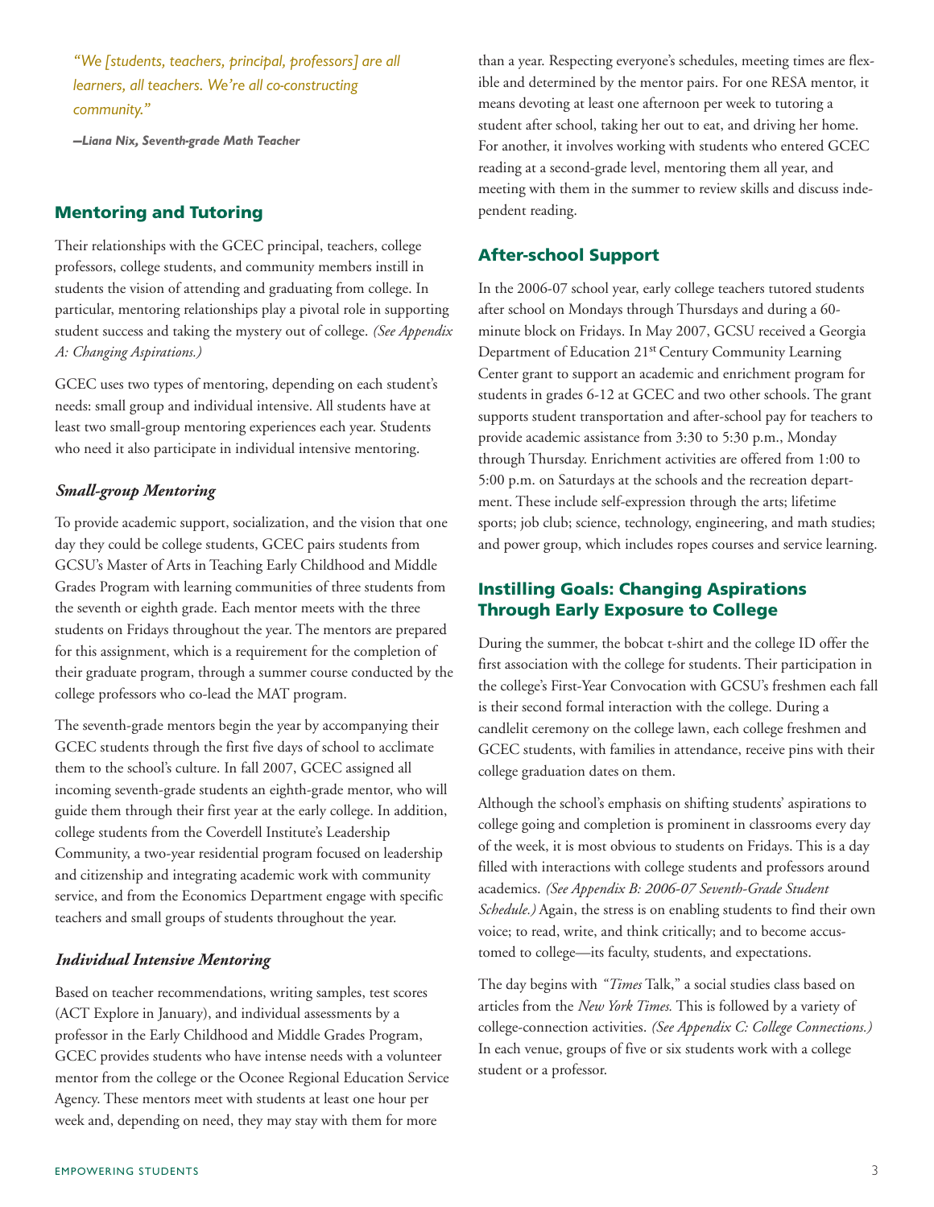*"We [students, teachers, principal, professors] are all learners, all teachers. We're all co-constructing community."*

***—Liana Nix, Seventh-grade Math Teacher***

## Mentoring and Tutoring

Their relationships with the GCEC principal, teachers, college professors, college students, and community members instill in students the vision of attending and graduating from college. In particular, mentoring relationships play a pivotal role in supporting student success and taking the mystery out of college. *(See Appendix A: Changing Aspirations.)*

GCEC uses two types of mentoring, depending on each student's needs: small group and individual intensive. All students have at least two small-group mentoring experiences each year. Students who need it also participate in individual intensive mentoring.

### *Small-group Mentoring*

To provide academic support, socialization, and the vision that one day they could be college students, GCEC pairs students from GCSU's Master of Arts in Teaching Early Childhood and Middle Grades Program with learning communities of three students from the seventh or eighth grade. Each mentor meets with the three students on Fridays throughout the year. The mentors are prepared for this assignment, which is a requirement for the completion of their graduate program, through a summer course conducted by the college professors who co-lead the MAT program.

The seventh-grade mentors begin the year by accompanying their GCEC students through the first five days of school to acclimate them to the school's culture. In fall 2007, GCEC assigned all incoming seventh-grade students an eighth-grade mentor, who will guide them through their first year at the early college. In addition, college students from the Coverdell Institute's Leadership Community, a two-year residential program focused on leadership and citizenship and integrating academic work with community service, and from the Economics Department engage with specific teachers and small groups of students throughout the year.

### *Individual Intensive Mentoring*

Based on teacher recommendations, writing samples, test scores (ACT Explore in January), and individual assessments by a professor in the Early Childhood and Middle Grades Program, GCEC provides students who have intense needs with a volunteer mentor from the college or the Oconee Regional Education Service Agency. These mentors meet with students at least one hour per week and, depending on need, they may stay with them for more than a year. Respecting everyone's schedules, meeting times are flexible and determined by the mentor pairs. For one RESA mentor, it means devoting at least one afternoon per week to tutoring a student after school, taking her out to eat, and driving her home. For another, it involves working with students who entered GCEC reading at a second-grade level, mentoring them all year, and meeting with them in the summer to review skills and discuss independent reading.

## After-school Support

In the 2006-07 school year, early college teachers tutored students after school on Mondays through Thursdays and during a 60-minute block on Fridays. In May 2007, GCSU received a Georgia Department of Education 21st Century Community Learning Center grant to support an academic and enrichment program for students in grades 6-12 at GCEC and two other schools. The grant supports student transportation and after-school pay for teachers to provide academic assistance from 3:30 to 5:30 p.m., Monday through Thursday. Enrichment activities are offered from 1:00 to 5:00 p.m. on Saturdays at the schools and the recreation department. These include self-expression through the arts; lifetime sports; job club; science, technology, engineering, and math studies; and power group, which includes ropes courses and service learning.

## Instilling Goals: Changing Aspirations Through Early Exposure to College

During the summer, the bobcat t-shirt and the college ID offer the first association with the college for students. Their participation in the college's First-Year Convocation with GCSU's freshmen each fall is their second formal interaction with the college. During a candlelit ceremony on the college lawn, each college freshmen and GCEC students, with families in attendance, receive pins with their college graduation dates on them.

Although the school's emphasis on shifting students' aspirations to college going and completion is prominent in classrooms every day of the week, it is most obvious to students on Fridays. This is a day filled with interactions with college students and professors around academics. *(See Appendix B: 2006-07 Seventh-Grade Student Schedule.)* Again, the stress is on enabling students to find their own voice; to read, write, and think critically; and to become accustomed to college—its faculty, students, and expectations.

The day begins with *"Times* Talk," a social studies class based on articles from the *New York Times.* This is followed by a variety of college-connection activities. *(See Appendix C: College Connections.)* In each venue, groups of five or six students work with a college student or a professor.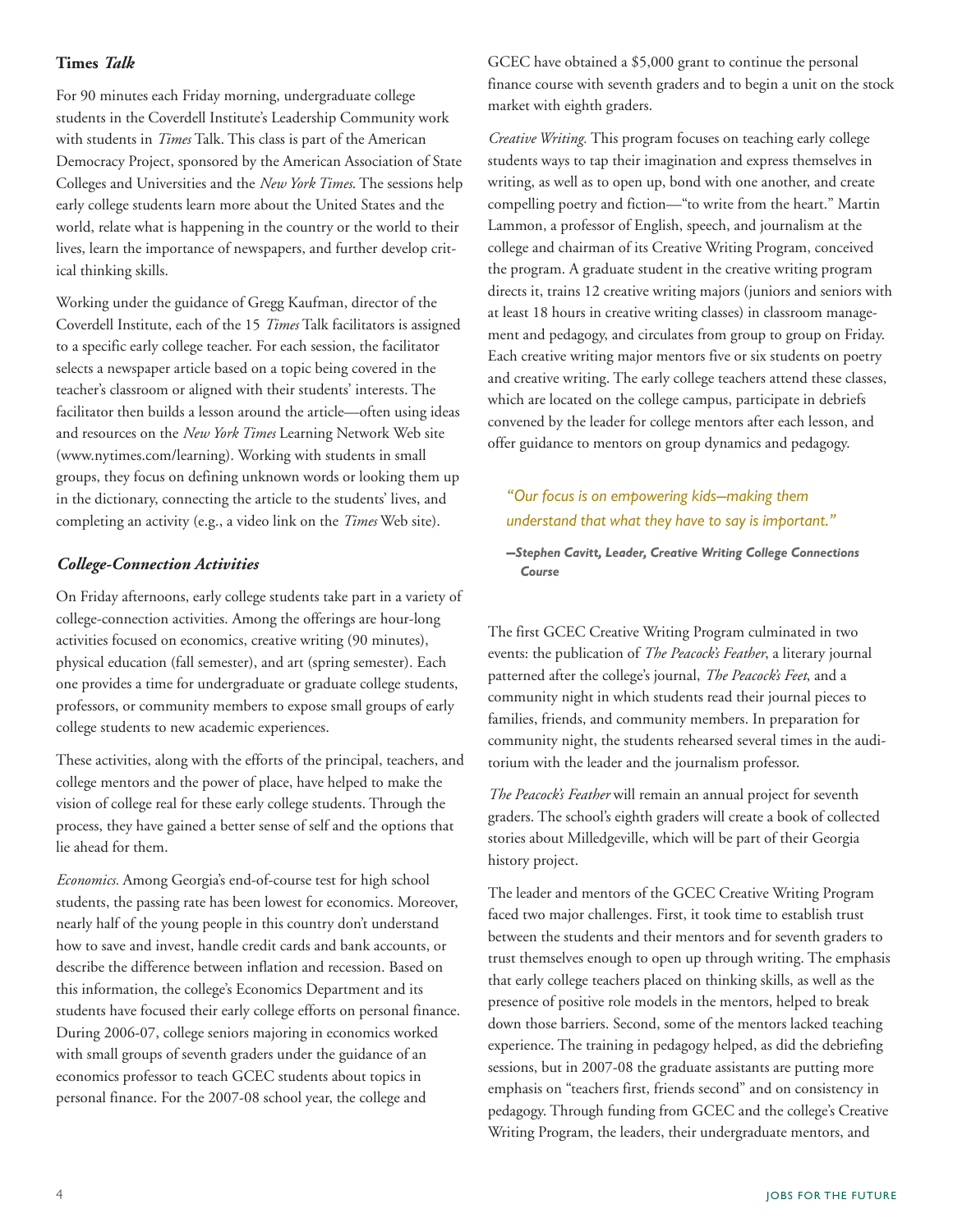### Times *Talk*

For 90 minutes each Friday morning, undergraduate college students in the Coverdell Institute's Leadership Community work with students in *Times* Talk. This class is part of the American Democracy Project, sponsored by the American Association of State Colleges and Universities and the *New York Times*. The sessions help early college students learn more about the United States and the world, relate what is happening in the country or the world to their lives, learn the importance of newspapers, and further develop critical thinking skills.

Working under the guidance of Gregg Kaufman, director of the Coverdell Institute, each of the 15 *Times* Talk facilitators is assigned to a specific early college teacher. For each session, the facilitator selects a newspaper article based on a topic being covered in the teacher's classroom or aligned with their students' interests. The facilitator then builds a lesson around the article—often using ideas and resources on the *New York Times* Learning Network Web site (www.nytimes.com/learning). Working with students in small groups, they focus on defining unknown words or looking them up in the dictionary, connecting the article to the students' lives, and completing an activity (e.g., a video link on the *Times* Web site).

### *College-Connection Activities*

On Friday afternoons, early college students take part in a variety of college-connection activities. Among the offerings are hour-long activities focused on economics, creative writing (90 minutes), physical education (fall semester), and art (spring semester). Each one provides a time for undergraduate or graduate college students, professors, or community members to expose small groups of early college students to new academic experiences.

These activities, along with the efforts of the principal, teachers, and college mentors and the power of place, have helped to make the vision of college real for these early college students. Through the process, they have gained a better sense of self and the options that lie ahead for them.

*Economics.* Among Georgia's end-of-course test for high school students, the passing rate has been lowest for economics. Moreover, nearly half of the young people in this country don't understand how to save and invest, handle credit cards and bank accounts, or describe the difference between inflation and recession. Based on this information, the college's Economics Department and its students have focused their early college efforts on personal finance. During 2006-07, college seniors majoring in economics worked with small groups of seventh graders under the guidance of an economics professor to teach GCEC students about topics in personal finance. For the 2007-08 school year, the college and GCEC have obtained a $5,000 grant to continue the personal finance course with seventh graders and to begin a unit on the stock market with eighth graders.

*Creative Writing.* This program focuses on teaching early college students ways to tap their imagination and express themselves in writing, as well as to open up, bond with one another, and create compelling poetry and fiction—"to write from the heart." Martin Lammon, a professor of English, speech, and journalism at the college and chairman of its Creative Writing Program, conceived the program. A graduate student in the creative writing program directs it, trains 12 creative writing majors (juniors and seniors with at least 18 hours in creative writing classes) in classroom management and pedagogy, and circulates from group to group on Friday. Each creative writing major mentors five or six students on poetry and creative writing. The early college teachers attend these classes, which are located on the college campus, participate in debriefs convened by the leader for college mentors after each lesson, and offer guidance to mentors on group dynamics and pedagogy.

> *"Our focus is on empowering kids—making them understand that what they have to say is important."*
>
> ***—Stephen Cavitt, Leader, Creative Writing College Connections Course***

The first GCEC Creative Writing Program culminated in two events: the publication of *The Peacock's Feather*, a literary journal patterned after the college's journal, *The Peacock's Feet*, and a community night in which students read their journal pieces to families, friends, and community members. In preparation for community night, the students rehearsed several times in the auditorium with the leader and the journalism professor.

*The Peacock's Feather* will remain an annual project for seventh graders. The school's eighth graders will create a book of collected stories about Milledgeville, which will be part of their Georgia history project.

The leader and mentors of the GCEC Creative Writing Program faced two major challenges. First, it took time to establish trust between the students and their mentors and for seventh graders to trust themselves enough to open up through writing. The emphasis that early college teachers placed on thinking skills, as well as the presence of positive role models in the mentors, helped to break down those barriers. Second, some of the mentors lacked teaching experience. The training in pedagogy helped, as did the debriefing sessions, but in 2007-08 the graduate assistants are putting more emphasis on "teachers first, friends second" and on consistency in pedagogy. Through funding from GCEC and the college's Creative Writing Program, the leaders, their undergraduate mentors, and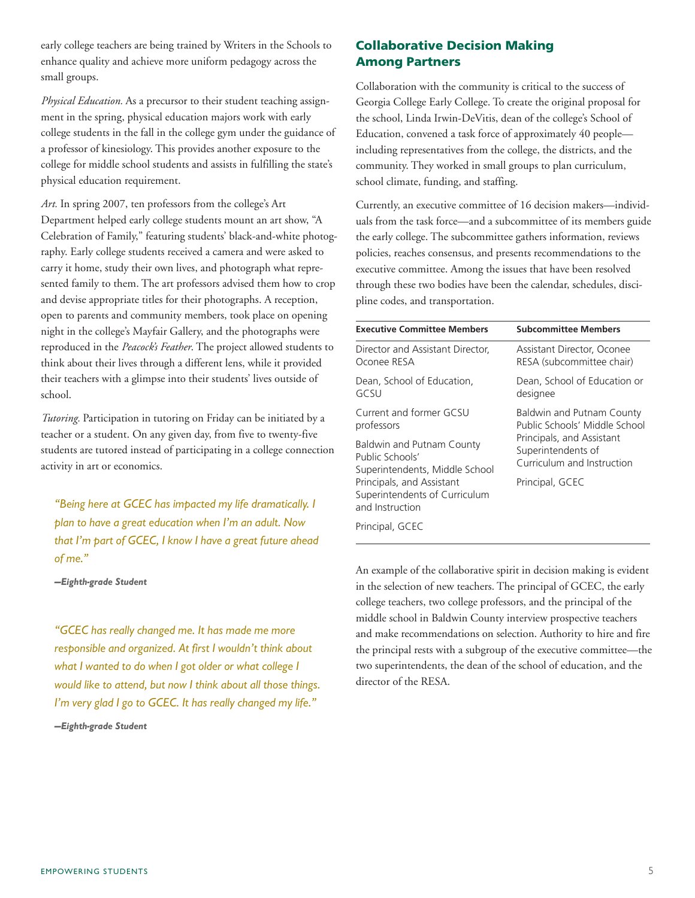early college teachers are being trained by Writers in the Schools to enhance quality and achieve more uniform pedagogy across the small groups.

*Physical Education.* As a precursor to their student teaching assignment in the spring, physical education majors work with early college students in the fall in the college gym under the guidance of a professor of kinesiology. This provides another exposure to the college for middle school students and assists in fulfilling the state's physical education requirement.

*Art.* In spring 2007, ten professors from the college's Art Department helped early college students mount an art show, "A Celebration of Family," featuring students' black-and-white photography. Early college students received a camera and were asked to carry it home, study their own lives, and photograph what represented family to them. The art professors advised them how to crop and devise appropriate titles for their photographs. A reception, open to parents and community members, took place on opening night in the college's Mayfair Gallery, and the photographs were reproduced in the *Peacock's Feather*. The project allowed students to think about their lives through a different lens, while it provided their teachers with a glimpse into their students' lives outside of school.

*Tutoring.* Participation in tutoring on Friday can be initiated by a teacher or a student. On any given day, from five to twenty-five students are tutored instead of participating in a college connection activity in art or economics.

> *"Being here at GCEC has impacted my life dramatically. I plan to have a great education when I'm an adult. Now that I'm part of GCEC, I know I have a great future ahead of me."*
>
> ***—Eighth-grade Student***

> *"GCEC has really changed me. It has made me more responsible and organized. At first I wouldn't think about what I wanted to do when I got older or what college I would like to attend, but now I think about all those things. I'm very glad I go to GCEC. It has really changed my life."*
>
> ***—Eighth-grade Student***

## Collaborative Decision Making Among Partners

Collaboration with the community is critical to the success of Georgia College Early College. To create the original proposal for the school, Linda Irwin-DeVitis, dean of the college's School of Education, convened a task force of approximately 40 people—including representatives from the college, the districts, and the community. They worked in small groups to plan curriculum, school climate, funding, and staffing.

Currently, an executive committee of 16 decision makers—individuals from the task force—and a subcommittee of its members guide the early college. The subcommittee gathers information, reviews policies, reaches consensus, and presents recommendations to the executive committee. Among the issues that have been resolved through these two bodies have been the calendar, schedules, discipline codes, and transportation.

| Executive Committee Members | Subcommittee Members |
|---|---|
| Director and Assistant Director, Oconee RESA | Assistant Director, Oconee RESA (subcommittee chair) |
| Dean, School of Education, GCSU | Dean, School of Education or designee |
| Current and former GCSU professors | Baldwin and Putnam County Public Schools' Middle School Principals, and Assistant Superintendents of Curriculum and Instruction |
| Baldwin and Putnam County Public Schools' Superintendents, Middle School Principals, and Assistant Superintendents of Curriculum and Instruction | Principal, GCEC |
| Principal, GCEC | |

An example of the collaborative spirit in decision making is evident in the selection of new teachers. The principal of GCEC, the early college teachers, two college professors, and the principal of the middle school in Baldwin County interview prospective teachers and make recommendations on selection. Authority to hire and fire the principal rests with a subgroup of the executive committee—the two superintendents, the dean of the school of education, and the director of the RESA.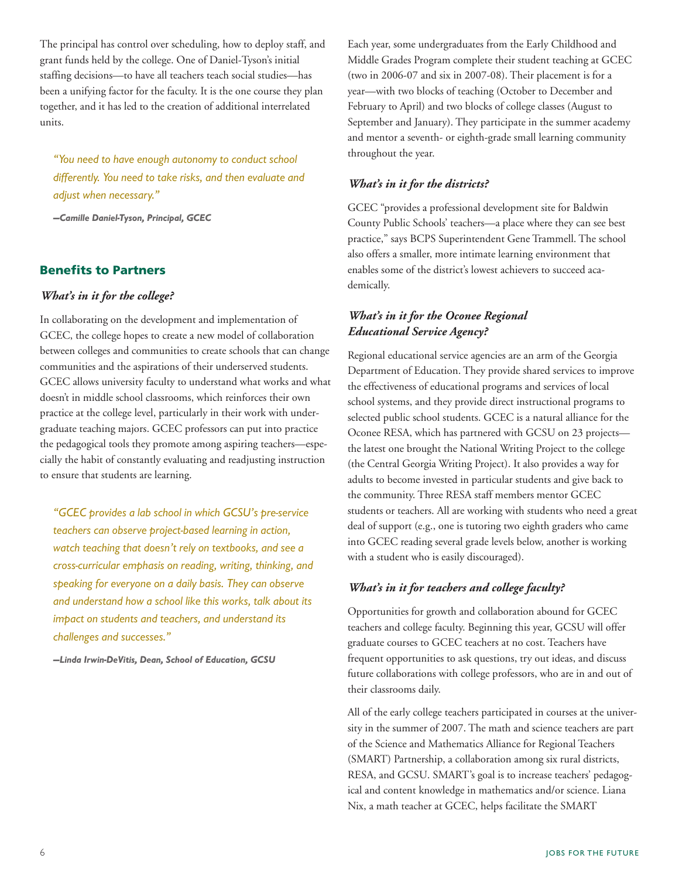The principal has control over scheduling, how to deploy staff, and grant funds held by the college. One of Daniel-Tyson's initial staffing decisions—to have all teachers teach social studies—has been a unifying factor for the faculty. It is the one course they plan together, and it has led to the creation of additional interrelated units.

> *"You need to have enough autonomy to conduct school differently. You need to take risks, and then evaluate and adjust when necessary."*
>
> ***—Camille Daniel-Tyson, Principal, GCEC***

## Benefits to Partners

### *What's in it for the college?*

In collaborating on the development and implementation of GCEC, the college hopes to create a new model of collaboration between colleges and communities to create schools that can change communities and the aspirations of their underserved students. GCEC allows university faculty to understand what works and what doesn't in middle school classrooms, which reinforces their own practice at the college level, particularly in their work with undergraduate teaching majors. GCEC professors can put into practice the pedagogical tools they promote among aspiring teachers—especially the habit of constantly evaluating and readjusting instruction to ensure that students are learning.

> *"GCEC provides a lab school in which GCSU's pre-service teachers can observe project-based learning in action, watch teaching that doesn't rely on textbooks, and see a cross-curricular emphasis on reading, writing, thinking, and speaking for everyone on a daily basis. They can observe and understand how a school like this works, talk about its impact on students and teachers, and understand its challenges and successes."*
>
> ***—Linda Irwin-DeVitis, Dean, School of Education, GCSU***

Each year, some undergraduates from the Early Childhood and Middle Grades Program complete their student teaching at GCEC (two in 2006-07 and six in 2007-08). Their placement is for a year—with two blocks of teaching (October to December and February to April) and two blocks of college classes (August to September and January). They participate in the summer academy and mentor a seventh- or eighth-grade small learning community throughout the year.

### *What's in it for the districts?*

GCEC "provides a professional development site for Baldwin County Public Schools' teachers—a place where they can see best practice," says BCPS Superintendent Gene Trammell. The school also offers a smaller, more intimate learning environment that enables some of the district's lowest achievers to succeed academically.

### *What's in it for the Oconee Regional Educational Service Agency?*

Regional educational service agencies are an arm of the Georgia Department of Education. They provide shared services to improve the effectiveness of educational programs and services of local school systems, and they provide direct instructional programs to selected public school students. GCEC is a natural alliance for the Oconee RESA, which has partnered with GCSU on 23 projects—the latest one brought the National Writing Project to the college (the Central Georgia Writing Project). It also provides a way for adults to become invested in particular students and give back to the community. Three RESA staff members mentor GCEC students or teachers. All are working with students who need a great deal of support (e.g., one is tutoring two eighth graders who came into GCEC reading several grade levels below, another is working with a student who is easily discouraged).

### *What's in it for teachers and college faculty?*

Opportunities for growth and collaboration abound for GCEC teachers and college faculty. Beginning this year, GCSU will offer graduate courses to GCEC teachers at no cost. Teachers have frequent opportunities to ask questions, try out ideas, and discuss future collaborations with college professors, who are in and out of their classrooms daily.

All of the early college teachers participated in courses at the university in the summer of 2007. The math and science teachers are part of the Science and Mathematics Alliance for Regional Teachers (SMART) Partnership, a collaboration among six rural districts, RESA, and GCSU. SMART's goal is to increase teachers' pedagogical and content knowledge in mathematics and/or science. Liana Nix, a math teacher at GCEC, helps facilitate the SMART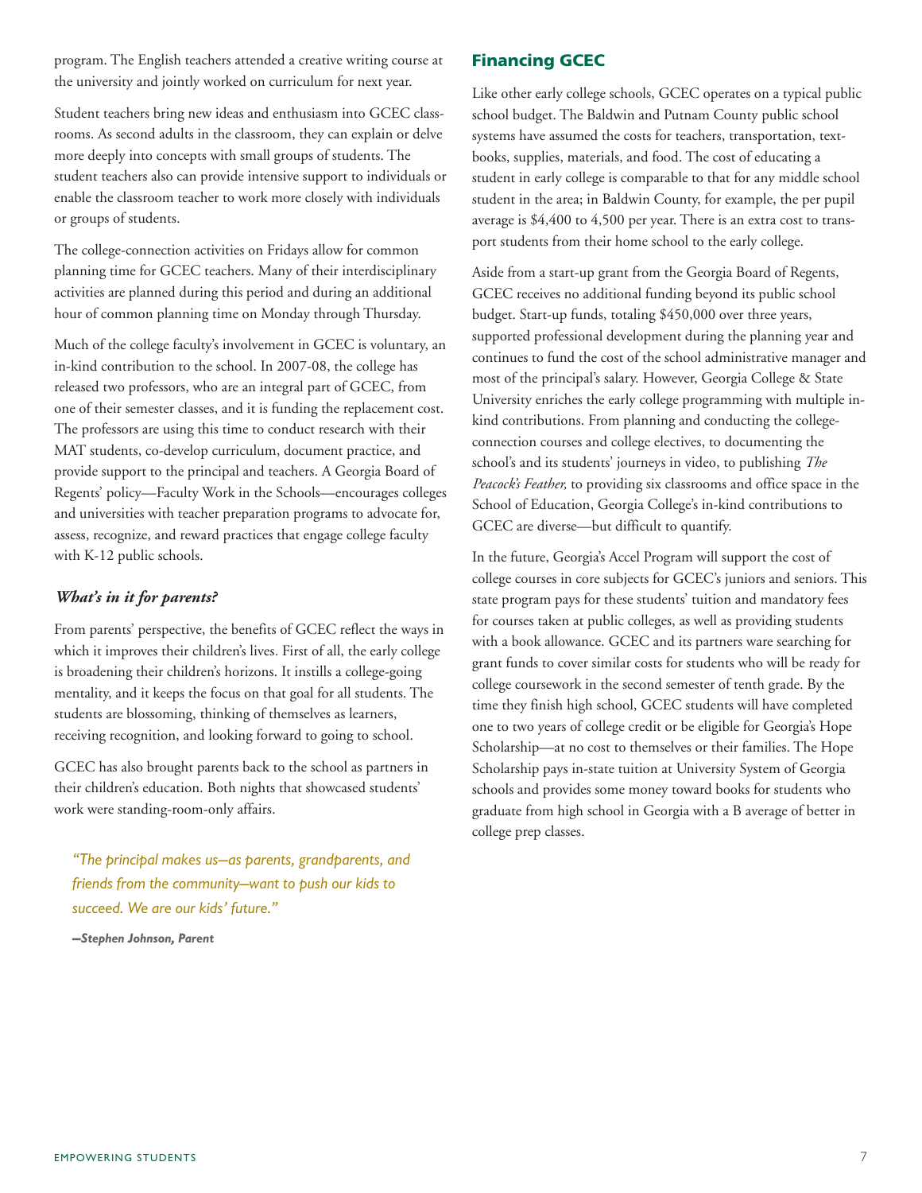program. The English teachers attended a creative writing course at the university and jointly worked on curriculum for next year.

Student teachers bring new ideas and enthusiasm into GCEC classrooms. As second adults in the classroom, they can explain or delve more deeply into concepts with small groups of students. The student teachers also can provide intensive support to individuals or enable the classroom teacher to work more closely with individuals or groups of students.

The college-connection activities on Fridays allow for common planning time for GCEC teachers. Many of their interdisciplinary activities are planned during this period and during an additional hour of common planning time on Monday through Thursday.

Much of the college faculty's involvement in GCEC is voluntary, an in-kind contribution to the school. In 2007-08, the college has released two professors, who are an integral part of GCEC, from one of their semester classes, and it is funding the replacement cost. The professors are using this time to conduct research with their MAT students, co-develop curriculum, document practice, and provide support to the principal and teachers. A Georgia Board of Regents' policy—Faculty Work in the Schools—encourages colleges and universities with teacher preparation programs to advocate for, assess, recognize, and reward practices that engage college faculty with K-12 public schools.

### *What's in it for parents?*

From parents' perspective, the benefits of GCEC reflect the ways in which it improves their children's lives. First of all, the early college is broadening their children's horizons. It instills a college-going mentality, and it keeps the focus on that goal for all students. The students are blossoming, thinking of themselves as learners, receiving recognition, and looking forward to going to school.

GCEC has also brought parents back to the school as partners in their children's education. Both nights that showcased students' work were standing-room-only affairs.

> *"The principal makes us—as parents, grandparents, and friends from the community—want to push our kids to succeed. We are our kids' future."*
>
> ***—Stephen Johnson, Parent***

## Financing GCEC

Like other early college schools, GCEC operates on a typical public school budget. The Baldwin and Putnam County public school systems have assumed the costs for teachers, transportation, textbooks, supplies, materials, and food. The cost of educating a student in early college is comparable to that for any middle school student in the area; in Baldwin County, for example, the per pupil average is $4,400 to 4,500 per year. There is an extra cost to transport students from their home school to the early college.

Aside from a start-up grant from the Georgia Board of Regents, GCEC receives no additional funding beyond its public school budget. Start-up funds, totaling $450,000 over three years, supported professional development during the planning year and continues to fund the cost of the school administrative manager and most of the principal's salary. However, Georgia College & State University enriches the early college programming with multiple in-kind contributions. From planning and conducting the college-connection courses and college electives, to documenting the school's and its students' journeys in video, to publishing *The Peacock's Feather,* to providing six classrooms and office space in the School of Education, Georgia College's in-kind contributions to GCEC are diverse—but difficult to quantify.

In the future, Georgia's Accel Program will support the cost of college courses in core subjects for GCEC's juniors and seniors. This state program pays for these students' tuition and mandatory fees for courses taken at public colleges, as well as providing students with a book allowance. GCEC and its partners ware searching for grant funds to cover similar costs for students who will be ready for college coursework in the second semester of tenth grade. By the time they finish high school, GCEC students will have completed one to two years of college credit or be eligible for Georgia's Hope Scholarship—at no cost to themselves or their families. The Hope Scholarship pays in-state tuition at University System of Georgia schools and provides some money toward books for students who graduate from high school in Georgia with a B average of better in college prep classes.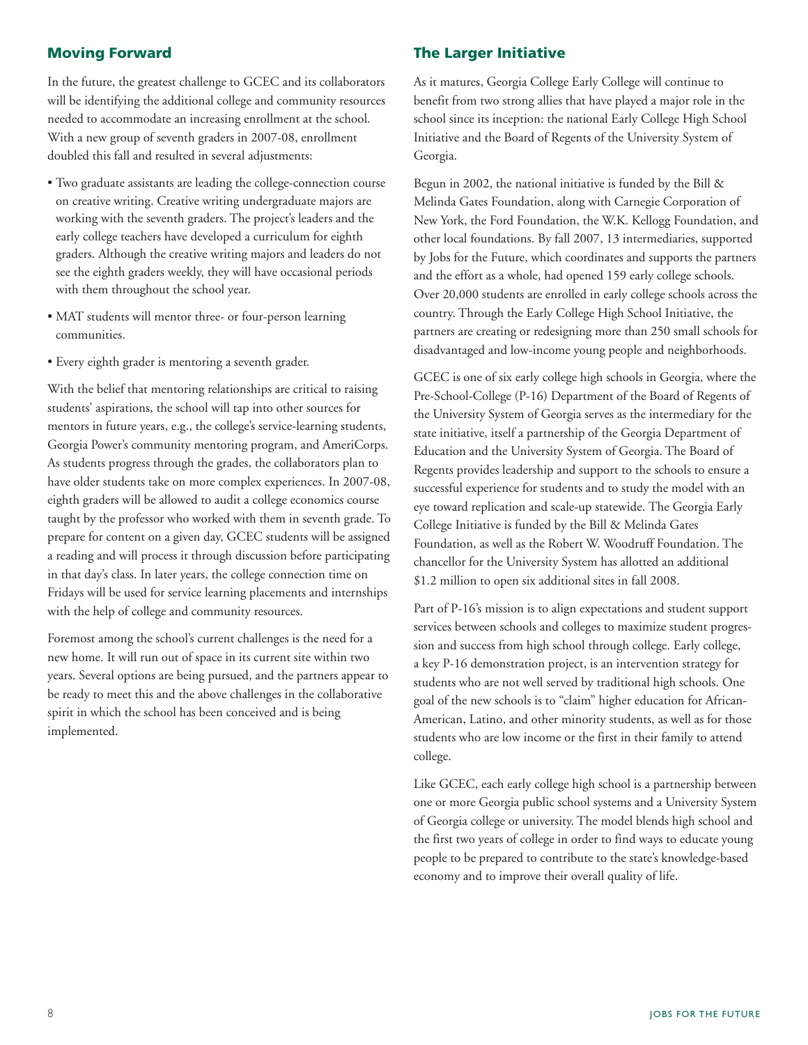## Moving Forward

In the future, the greatest challenge to GCEC and its collaborators will be identifying the additional college and community resources needed to accommodate an increasing enrollment at the school. With a new group of seventh graders in 2007-08, enrollment doubled this fall and resulted in several adjustments:

- Two graduate assistants are leading the college-connection course on creative writing. Creative writing undergraduate majors are working with the seventh graders. The project's leaders and the early college teachers have developed a curriculum for eighth graders. Although the creative writing majors and leaders do not see the eighth graders weekly, they will have occasional periods with them throughout the school year.
- MAT students will mentor three- or four-person learning communities.
- Every eighth grader is mentoring a seventh grader.

With the belief that mentoring relationships are critical to raising students' aspirations, the school will tap into other sources for mentors in future years, e.g., the college's service-learning students, Georgia Power's community mentoring program, and AmeriCorps. As students progress through the grades, the collaborators plan to have older students take on more complex experiences. In 2007-08, eighth graders will be allowed to audit a college economics course taught by the professor who worked with them in seventh grade. To prepare for content on a given day, GCEC students will be assigned a reading and will process it through discussion before participating in that day's class. In later years, the college connection time on Fridays will be used for service learning placements and internships with the help of college and community resources.

Foremost among the school's current challenges is the need for a new home. It will run out of space in its current site within two years. Several options are being pursued, and the partners appear to be ready to meet this and the above challenges in the collaborative spirit in which the school has been conceived and is being implemented.

## The Larger Initiative

As it matures, Georgia College Early College will continue to benefit from two strong allies that have played a major role in the school since its inception: the national Early College High School Initiative and the Board of Regents of the University System of Georgia.

Begun in 2002, the national initiative is funded by the Bill & Melinda Gates Foundation, along with Carnegie Corporation of New York, the Ford Foundation, the W.K. Kellogg Foundation, and other local foundations. By fall 2007, 13 intermediaries, supported by Jobs for the Future, which coordinates and supports the partners and the effort as a whole, had opened 159 early college schools. Over 20,000 students are enrolled in early college schools across the country. Through the Early College High School Initiative, the partners are creating or redesigning more than 250 small schools for disadvantaged and low-income young people and neighborhoods.

GCEC is one of six early college high schools in Georgia, where the Pre-School-College (P-16) Department of the Board of Regents of the University System of Georgia serves as the intermediary for the state initiative, itself a partnership of the Georgia Department of Education and the University System of Georgia. The Board of Regents provides leadership and support to the schools to ensure a successful experience for students and to study the model with an eye toward replication and scale-up statewide. The Georgia Early College Initiative is funded by the Bill & Melinda Gates Foundation, as well as the Robert W. Woodruff Foundation. The chancellor for the University System has allotted an additional $1.2 million to open six additional sites in fall 2008.

Part of P-16's mission is to align expectations and student support services between schools and colleges to maximize student progression and success from high school through college. Early college, a key P-16 demonstration project, is an intervention strategy for students who are not well served by traditional high schools. One goal of the new schools is to "claim" higher education for African-American, Latino, and other minority students, as well as for those students who are low income or the first in their family to attend college.

Like GCEC, each early college high school is a partnership between one or more Georgia public school systems and a University System of Georgia college or university. The model blends high school and the first two years of college in order to find ways to educate young people to be prepared to contribute to the state's knowledge-based economy and to improve their overall quality of life.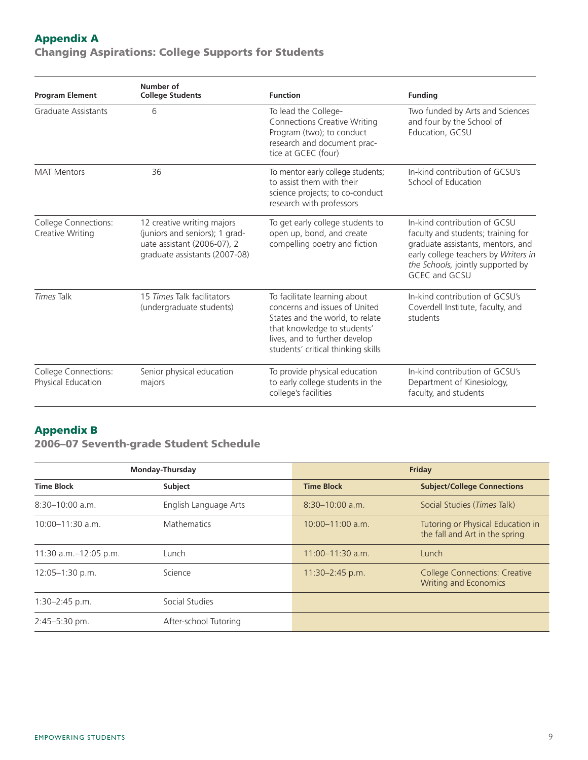## Appendix A

### Changing Aspirations: College Supports for Students

| Program Element | Number of College Students | Function | Funding |
| --- | --- | --- | --- |
| Graduate Assistants | 6 | To lead the College-Connections Creative Writing Program (two); to conduct research and document practice at GCEC (four) | Two funded by Arts and Sciences and four by the School of Education, GCSU |
| MAT Mentors | 36 | To mentor early college students; to assist them with their science projects; to co-conduct research with professors | In-kind contribution of GCSU's School of Education |
| College Connections: Creative Writing | 12 creative writing majors (juniors and seniors); 1 graduate assistant (2006-07), 2 graduate assistants (2007-08) | To get early college students to open up, bond, and create compelling poetry and fiction | In-kind contribution of GCSU faculty and students; training for graduate assistants, mentors, and early college teachers by *Writers in the Schools,* jointly supported by GCEC and GCSU |
| *Times* Talk | 15 *Times* Talk facilitators (undergraduate students) | To facilitate learning about concerns and issues of United States and the world, to relate that knowledge to students' lives, and to further develop students' critical thinking skills | In-kind contribution of GCSU's Coverdell Institute, faculty, and students |
| College Connections: Physical Education | Senior physical education majors | To provide physical education to early college students in the college's facilities | In-kind contribution of GCSU's Department of Kinesiology, faculty, and students |

## Appendix B

### 2006–07 Seventh-grade Student Schedule

| Monday-Thursday | | Friday | |
| --- | --- | --- | --- |
| **Time Block** | **Subject** | **Time Block** | **Subject/College Connections** |
| 8:30–10:00 a.m. | English Language Arts | 8:30–10:00 a.m. | Social Studies (*Times* Talk) |
| 10:00–11:30 a.m. | Mathematics | 10:00–11:00 a.m. | Tutoring or Physical Education in the fall and Art in the spring |
| 11:30 a.m.–12:05 p.m. | Lunch | 11:00–11:30 a.m. | Lunch |
| 12:05–1:30 p.m. | Science | 11:30–2:45 p.m. | College Connections: Creative Writing and Economics |
| 1:30–2:45 p.m. | Social Studies | | |
| 2:45–5:30 pm. | After-school Tutoring | | |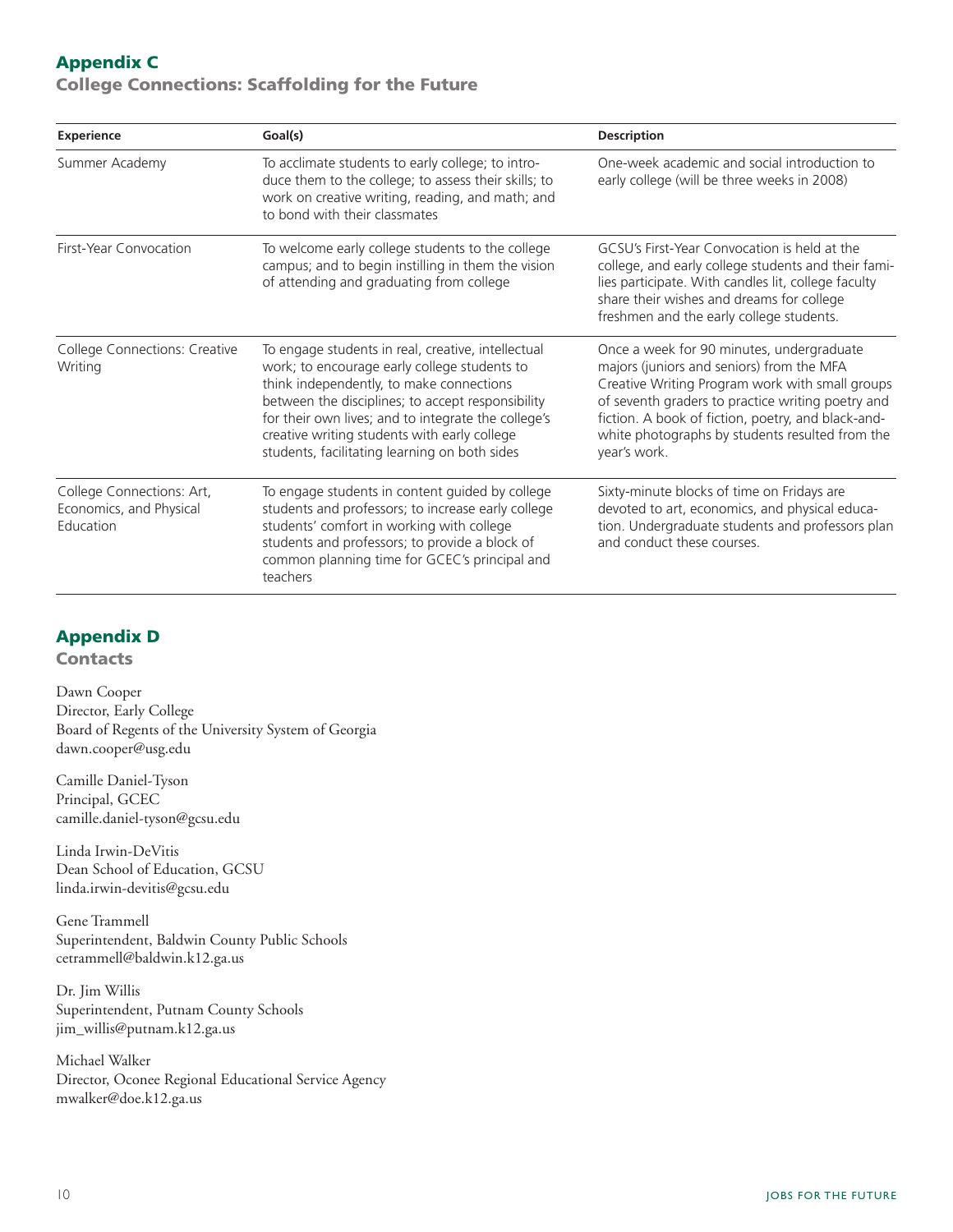## Appendix C

### College Connections: Scaffolding for the Future

| Experience | Goal(s) | Description |
|---|---|---|
| Summer Academy | To acclimate students to early college; to introduce them to the college; to assess their skills; to work on creative writing, reading, and math; and to bond with their classmates | One-week academic and social introduction to early college (will be three weeks in 2008) |
| First-Year Convocation | To welcome early college students to the college campus; and to begin instilling in them the vision of attending and graduating from college | GCSU's First-Year Convocation is held at the college, and early college students and their families participate. With candles lit, college faculty share their wishes and dreams for college freshmen and the early college students. |
| College Connections: Creative Writing | To engage students in real, creative, intellectual work; to encourage early college students to think independently, to make connections between the disciplines; to accept responsibility for their own lives; and to integrate the college's creative writing students with early college students, facilitating learning on both sides | Once a week for 90 minutes, undergraduate majors (juniors and seniors) from the MFA Creative Writing Program work with small groups of seventh graders to practice writing poetry and fiction. A book of fiction, poetry, and black-and-white photographs by students resulted from the year's work. |
| College Connections: Art, Economics, and Physical Education | To engage students in content guided by college students and professors; to increase early college students' comfort in working with college students and professors; to provide a block of common planning time for GCEC's principal and teachers | Sixty-minute blocks of time on Fridays are devoted to art, economics, and physical education. Undergraduate students and professors plan and conduct these courses. |

## Appendix D

### Contacts

Dawn Cooper
Director, Early College
Board of Regents of the University System of Georgia
dawn.cooper@usg.edu

Camille Daniel-Tyson
Principal, GCEC
camille.daniel-tyson@gcsu.edu

Linda Irwin-DeVitis
Dean School of Education, GCSU
linda.irwin-devitis@gcsu.edu

Gene Trammell
Superintendent, Baldwin County Public Schools
cetrammell@baldwin.k12.ga.us

Dr. Jim Willis
Superintendent, Putnam County Schools
jim_willis@putnam.k12.ga.us

Michael Walker
Director, Oconee Regional Educational Service Agency
mwalker@doe.k12.ga.us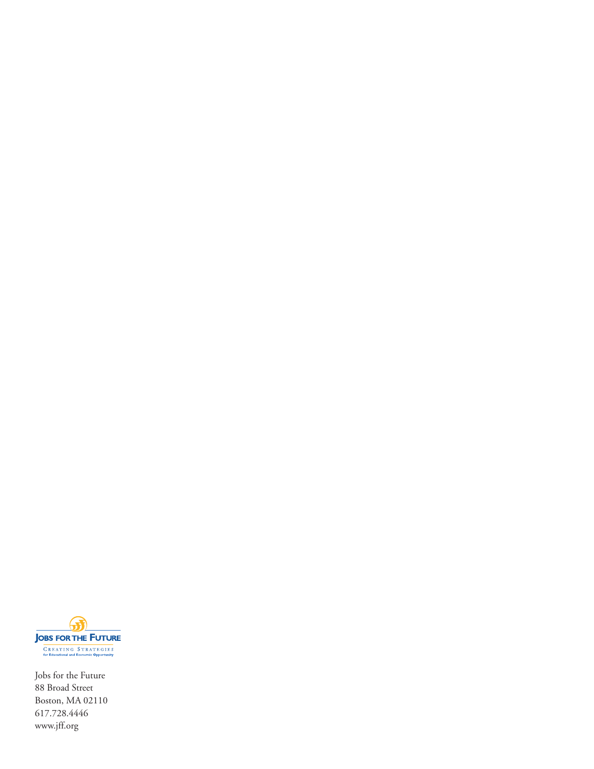JOBS FOR THE FUTURE

CREATING STRATEGIES
for Educational and Economic Opportunity

Jobs for the Future
88 Broad Street
Boston, MA 02110
617.728.4446
www.jff.org